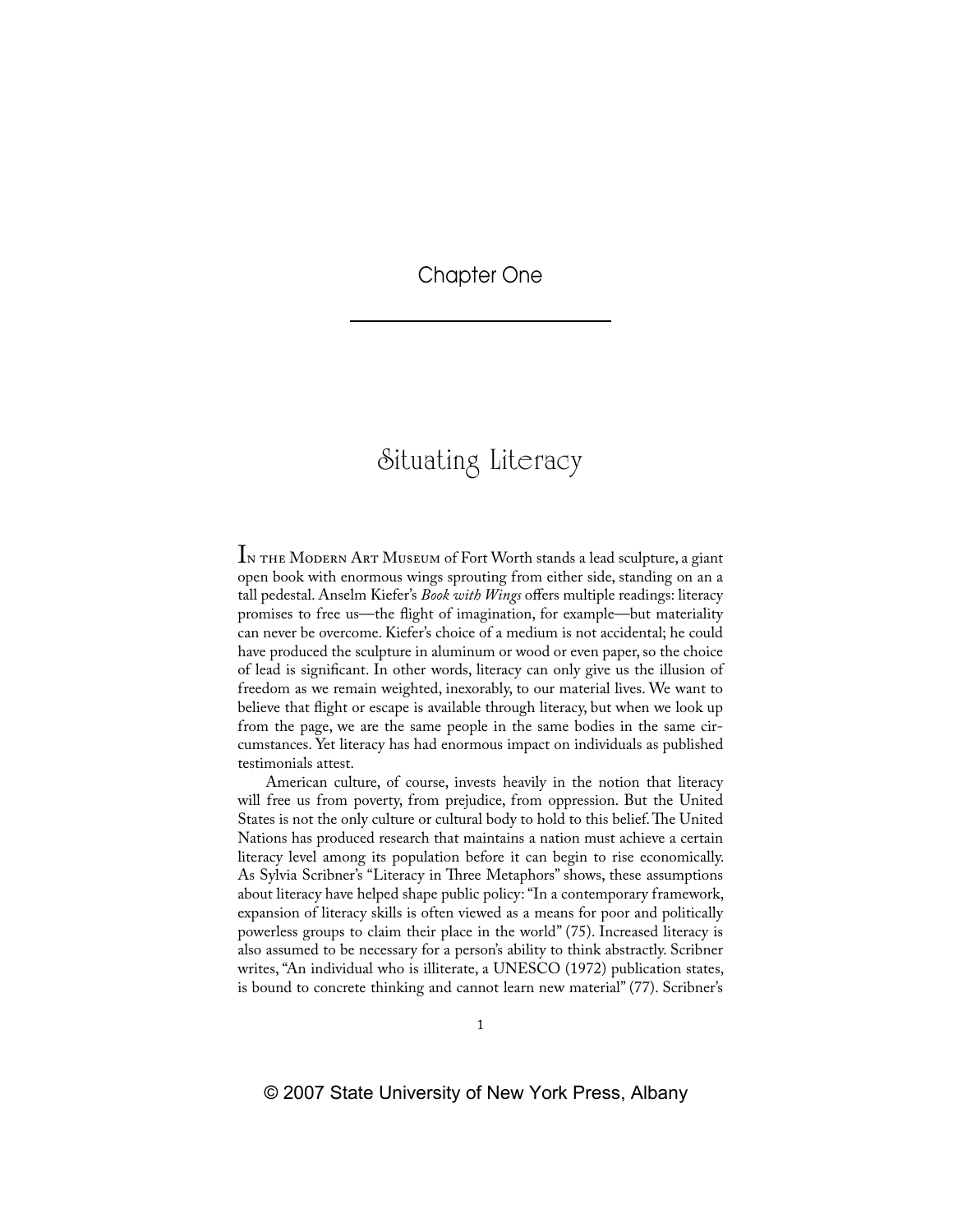# Chapter One

## Situating Literacy

In the Modern Art Museum of Fort Worth stands a lead sculpture, a giant open book with enormous wings sprouting from either side, standing on an a tall pedestal. Anselm Kiefer's *Book with Wings* offers multiple readings: literacy promises to free us—the flight of imagination, for example—but materiality can never be overcome. Kiefer's choice of a medium is not accidental; he could have produced the sculpture in aluminum or wood or even paper, so the choice of lead is significant. In other words, literacy can only give us the illusion of freedom as we remain weighted, inexorably, to our material lives. We want to believe that flight or escape is available through literacy, but when we look up from the page, we are the same people in the same bodies in the same circumstances. Yet literacy has had enormous impact on individuals as published testimonials attest.

American culture, of course, invests heavily in the notion that literacy will free us from poverty, from prejudice, from oppression. But the United States is not the only culture or cultural body to hold to this belief. The United Nations has produced research that maintains a nation must achieve a certain literacy level among its population before it can begin to rise economically. As Sylvia Scribner's "Literacy in Three Metaphors" shows, these assumptions about literacy have helped shape public policy: "In a contemporary framework, expansion of literacy skills is often viewed as a means for poor and politically powerless groups to claim their place in the world" (75). Increased literacy is also assumed to be necessary for a person's ability to think abstractly. Scribner writes, "An individual who is illiterate, a UNESCO (1972) publication states, is bound to concrete thinking and cannot learn new material" (77). Scribner's

© 2007 State University of New York Press, Albany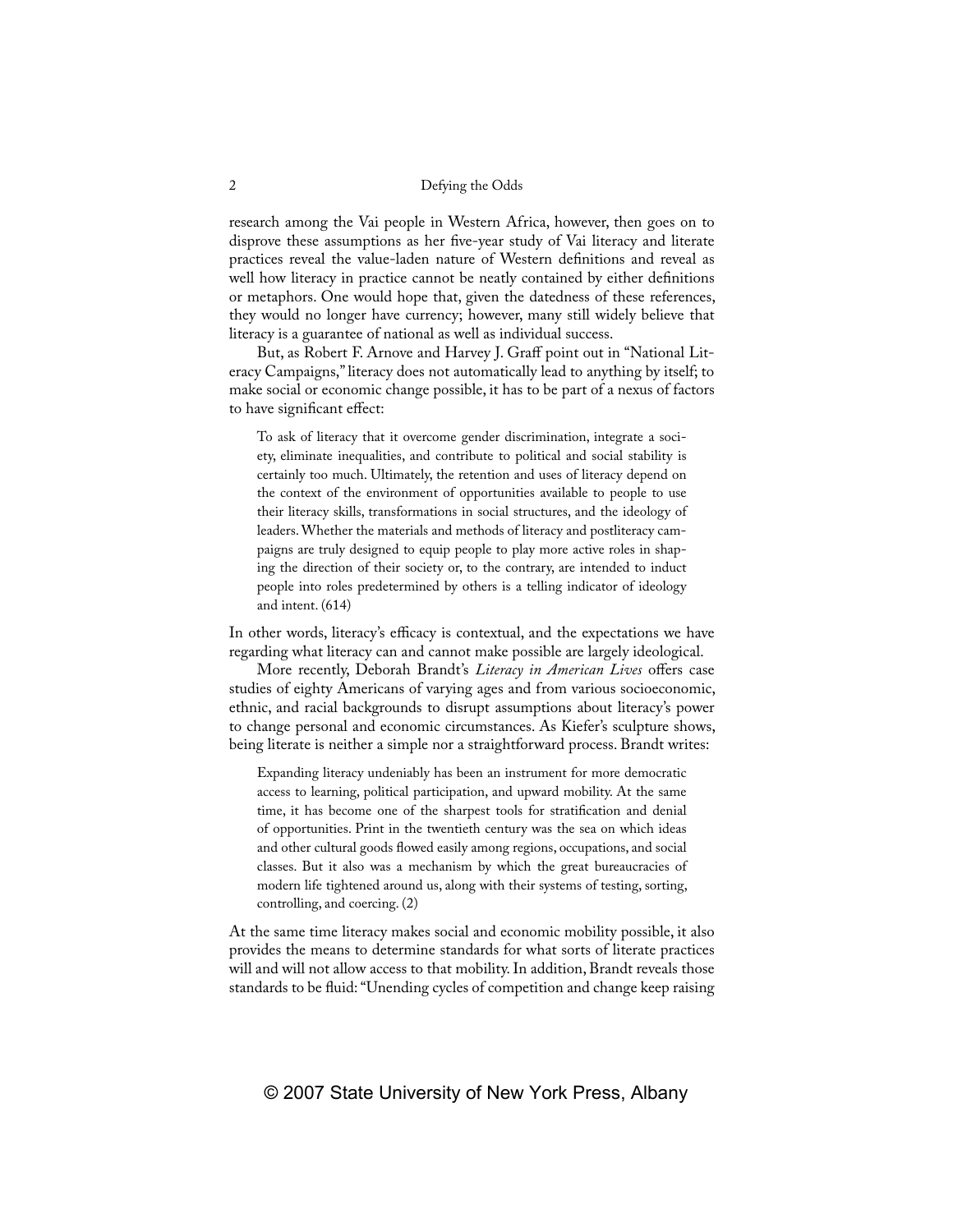research among the Vai people in Western Africa, however, then goes on to disprove these assumptions as her five-year study of Vai literacy and literate practices reveal the value-laden nature of Western definitions and reveal as well how literacy in practice cannot be neatly contained by either definitions or metaphors. One would hope that, given the datedness of these references, they would no longer have currency; however, many still widely believe that literacy is a guarantee of national as well as individual success.

But, as Robert F. Arnove and Harvey J. Graff point out in "National Literacy Campaigns," literacy does not automatically lead to anything by itself; to make social or economic change possible, it has to be part of a nexus of factors to have significant effect:

> To ask of literacy that it overcome gender discrimination, integrate a society, eliminate inequalities, and contribute to political and social stability is certainly too much. Ultimately, the retention and uses of literacy depend on the context of the environment of opportunities available to people to use their literacy skills, transformations in social structures, and the ideology of leaders. Whether the materials and methods of literacy and postliteracy campaigns are truly designed to equip people to play more active roles in shaping the direction of their society or, to the contrary, are intended to induct people into roles predetermined by others is a telling indicator of ideology and intent. (614)

In other words, literacy's efficacy is contextual, and the expectations we have regarding what literacy can and cannot make possible are largely ideological.

More recently, Deborah Brandt's *Literacy in American Lives* offers case studies of eighty Americans of varying ages and from various socioeconomic, ethnic, and racial backgrounds to disrupt assumptions about literacy's power to change personal and economic circumstances. As Kiefer's sculpture shows, being literate is neither a simple nor a straightforward process. Brandt writes:

> Expanding literacy undeniably has been an instrument for more democratic access to learning, political participation, and upward mobility. At the same time, it has become one of the sharpest tools for stratification and denial of opportunities. Print in the twentieth century was the sea on which ideas and other cultural goods flowed easily among regions, occupations, and social classes. But it also was a mechanism by which the great bureaucracies of modern life tightened around us, along with their systems of testing, sorting, controlling, and coercing. (2)

At the same time literacy makes social and economic mobility possible, it also provides the means to determine standards for what sorts of literate practices will and will not allow access to that mobility. In addition, Brandt reveals those standards to be fluid: "Unending cycles of competition and change keep raising

© 2007 State University of New York Press, Albany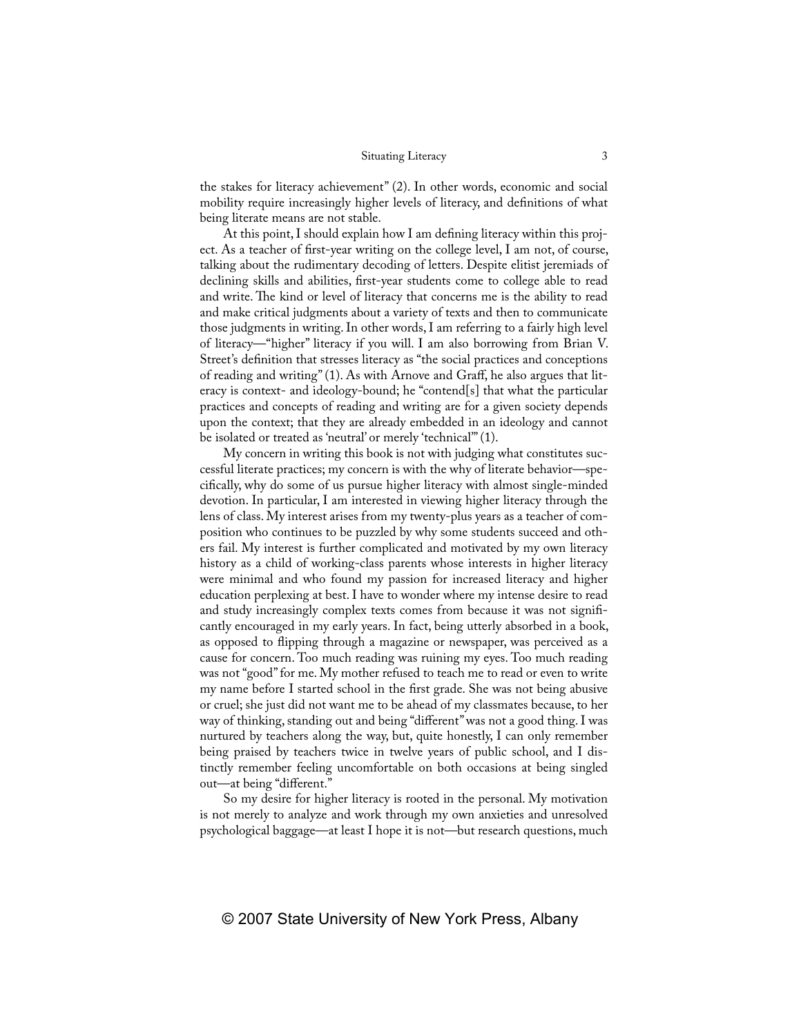the stakes for literacy achievement" (2). In other words, economic and social mobility require increasingly higher levels of literacy, and definitions of what being literate means are not stable.

At this point, I should explain how I am defining literacy within this project. As a teacher of first-year writing on the college level, I am not, of course, talking about the rudimentary decoding of letters. Despite elitist jeremiads of declining skills and abilities, first-year students come to college able to read and write. The kind or level of literacy that concerns me is the ability to read and make critical judgments about a variety of texts and then to communicate those judgments in writing. In other words, I am referring to a fairly high level of literacy—"higher" literacy if you will. I am also borrowing from Brian V. Street's definition that stresses literacy as "the social practices and conceptions of reading and writing" (1). As with Arnove and Graff, he also argues that literacy is context- and ideology-bound; he "contend[s] that what the particular practices and concepts of reading and writing are for a given society depends upon the context; that they are already embedded in an ideology and cannot be isolated or treated as 'neutral' or merely 'technical'" (1).

My concern in writing this book is not with judging what constitutes successful literate practices; my concern is with the why of literate behavior—specifically, why do some of us pursue higher literacy with almost single-minded devotion. In particular, I am interested in viewing higher literacy through the lens of class. My interest arises from my twenty-plus years as a teacher of composition who continues to be puzzled by why some students succeed and others fail. My interest is further complicated and motivated by my own literacy history as a child of working-class parents whose interests in higher literacy were minimal and who found my passion for increased literacy and higher education perplexing at best. I have to wonder where my intense desire to read and study increasingly complex texts comes from because it was not significantly encouraged in my early years. In fact, being utterly absorbed in a book, as opposed to flipping through a magazine or newspaper, was perceived as a cause for concern. Too much reading was ruining my eyes. Too much reading was not "good" for me. My mother refused to teach me to read or even to write my name before I started school in the first grade. She was not being abusive or cruel; she just did not want me to be ahead of my classmates because, to her way of thinking, standing out and being "different" was not a good thing. I was nurtured by teachers along the way, but, quite honestly, I can only remember being praised by teachers twice in twelve years of public school, and I distinctly remember feeling uncomfortable on both occasions at being singled out—at being "different."

So my desire for higher literacy is rooted in the personal. My motivation is not merely to analyze and work through my own anxieties and unresolved psychological baggage—at least I hope it is not—but research questions, much

© 2007 State University of New York Press, Albany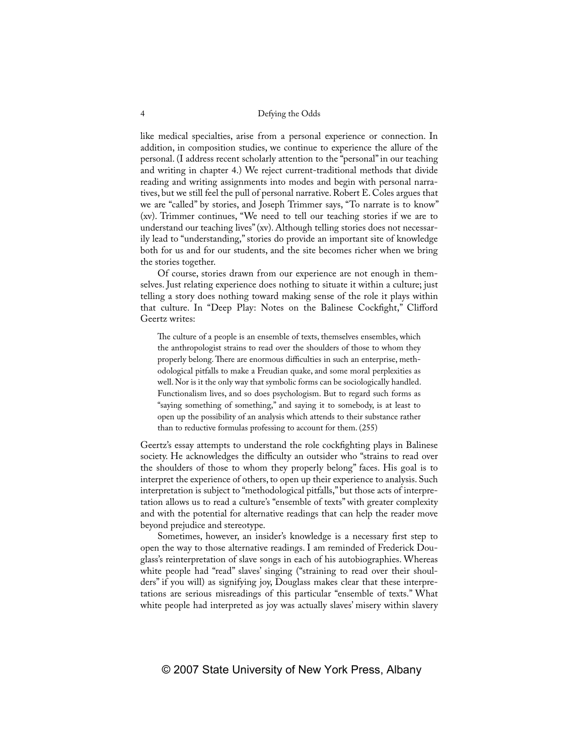like medical specialties, arise from a personal experience or connection. In addition, in composition studies, we continue to experience the allure of the personal. (I address recent scholarly attention to the "personal" in our teaching and writing in chapter 4.) We reject current-traditional methods that divide reading and writing assignments into modes and begin with personal narratives, but we still feel the pull of personal narrative. Robert E. Coles argues that we are "called" by stories, and Joseph Trimmer says, "To narrate is to know" (xv). Trimmer continues, "We need to tell our teaching stories if we are to understand our teaching lives" (xv). Although telling stories does not necessarily lead to "understanding," stories do provide an important site of knowledge both for us and for our students, and the site becomes richer when we bring the stories together.

Of course, stories drawn from our experience are not enough in themselves. Just relating experience does nothing to situate it within a culture; just telling a story does nothing toward making sense of the role it plays within that culture. In "Deep Play: Notes on the Balinese Cockfight," Clifford Geertz writes:

> The culture of a people is an ensemble of texts, themselves ensembles, which the anthropologist strains to read over the shoulders of those to whom they properly belong. There are enormous difficulties in such an enterprise, methodological pitfalls to make a Freudian quake, and some moral perplexities as well. Nor is it the only way that symbolic forms can be sociologically handled. Functionalism lives, and so does psychologism. But to regard such forms as "saying something of something," and saying it to somebody, is at least to open up the possibility of an analysis which attends to their substance rather than to reductive formulas professing to account for them. (255)

Geertz's essay attempts to understand the role cockfighting plays in Balinese society. He acknowledges the difficulty an outsider who "strains to read over the shoulders of those to whom they properly belong" faces. His goal is to interpret the experience of others, to open up their experience to analysis. Such interpretation is subject to "methodological pitfalls," but those acts of interpretation allows us to read a culture's "ensemble of texts" with greater complexity and with the potential for alternative readings that can help the reader move beyond prejudice and stereotype.

Sometimes, however, an insider's knowledge is a necessary first step to open the way to those alternative readings. I am reminded of Frederick Douglass's reinterpretation of slave songs in each of his autobiographies. Whereas white people had "read" slaves' singing ("straining to read over their shoulders" if you will) as signifying joy, Douglass makes clear that these interpretations are serious misreadings of this particular "ensemble of texts." What white people had interpreted as joy was actually slaves' misery within slavery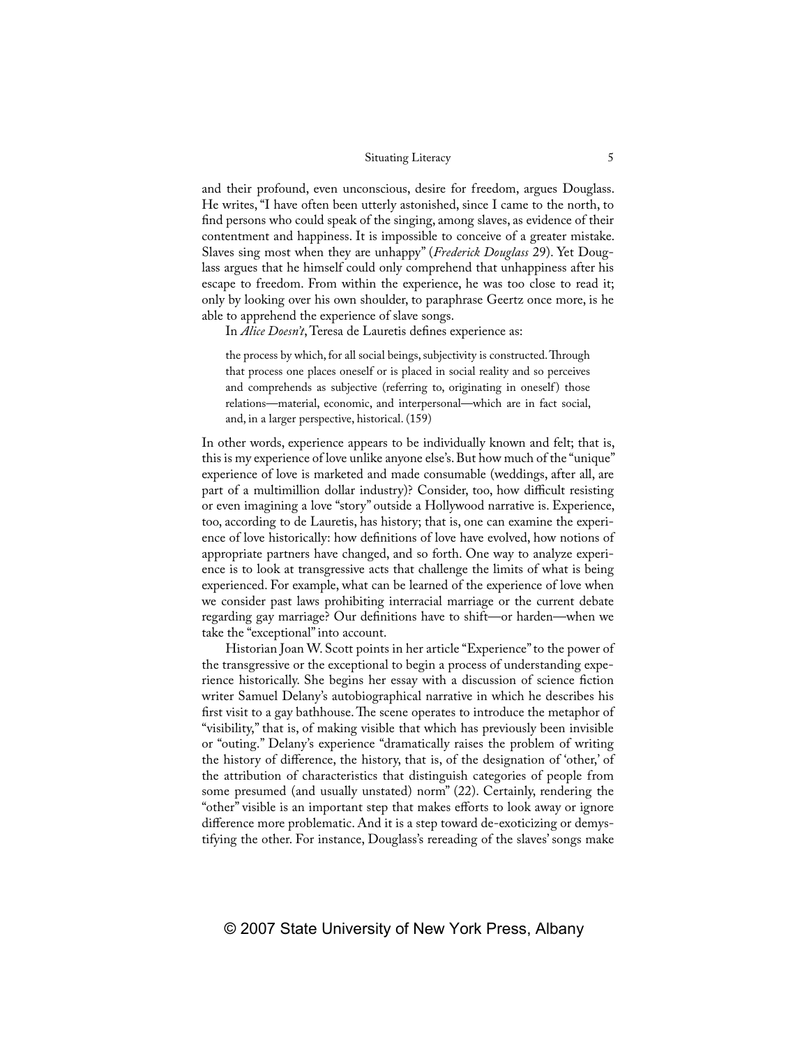and their profound, even unconscious, desire for freedom, argues Douglass. He writes, "I have often been utterly astonished, since I came to the north, to find persons who could speak of the singing, among slaves, as evidence of their contentment and happiness. It is impossible to conceive of a greater mistake. Slaves sing most when they are unhappy" (*Frederick Douglass* 29). Yet Douglass argues that he himself could only comprehend that unhappiness after his escape to freedom. From within the experience, he was too close to read it; only by looking over his own shoulder, to paraphrase Geertz once more, is he able to apprehend the experience of slave songs.

In *Alice Doesn't*, Teresa de Lauretis defines experience as:

> the process by which, for all social beings, subjectivity is constructed. Through that process one places oneself or is placed in social reality and so perceives and comprehends as subjective (referring to, originating in oneself) those relations—material, economic, and interpersonal—which are in fact social, and, in a larger perspective, historical. (159)

In other words, experience appears to be individually known and felt; that is, this is my experience of love unlike anyone else's. But how much of the "unique" experience of love is marketed and made consumable (weddings, after all, are part of a multimillion dollar industry)? Consider, too, how difficult resisting or even imagining a love "story" outside a Hollywood narrative is. Experience, too, according to de Lauretis, has history; that is, one can examine the experience of love historically: how definitions of love have evolved, how notions of appropriate partners have changed, and so forth. One way to analyze experience is to look at transgressive acts that challenge the limits of what is being experienced. For example, what can be learned of the experience of love when we consider past laws prohibiting interracial marriage or the current debate regarding gay marriage? Our definitions have to shift—or harden—when we take the "exceptional" into account.

Historian Joan W. Scott points in her article "Experience" to the power of the transgressive or the exceptional to begin a process of understanding experience historically. She begins her essay with a discussion of science fiction writer Samuel Delany's autobiographical narrative in which he describes his first visit to a gay bathhouse. The scene operates to introduce the metaphor of "visibility," that is, of making visible that which has previously been invisible or "outing." Delany's experience "dramatically raises the problem of writing the history of difference, the history, that is, of the designation of 'other,' of the attribution of characteristics that distinguish categories of people from some presumed (and usually unstated) norm" (22). Certainly, rendering the "other" visible is an important step that makes efforts to look away or ignore difference more problematic. And it is a step toward de-exoticizing or demystifying the other. For instance, Douglass's rereading of the slaves' songs make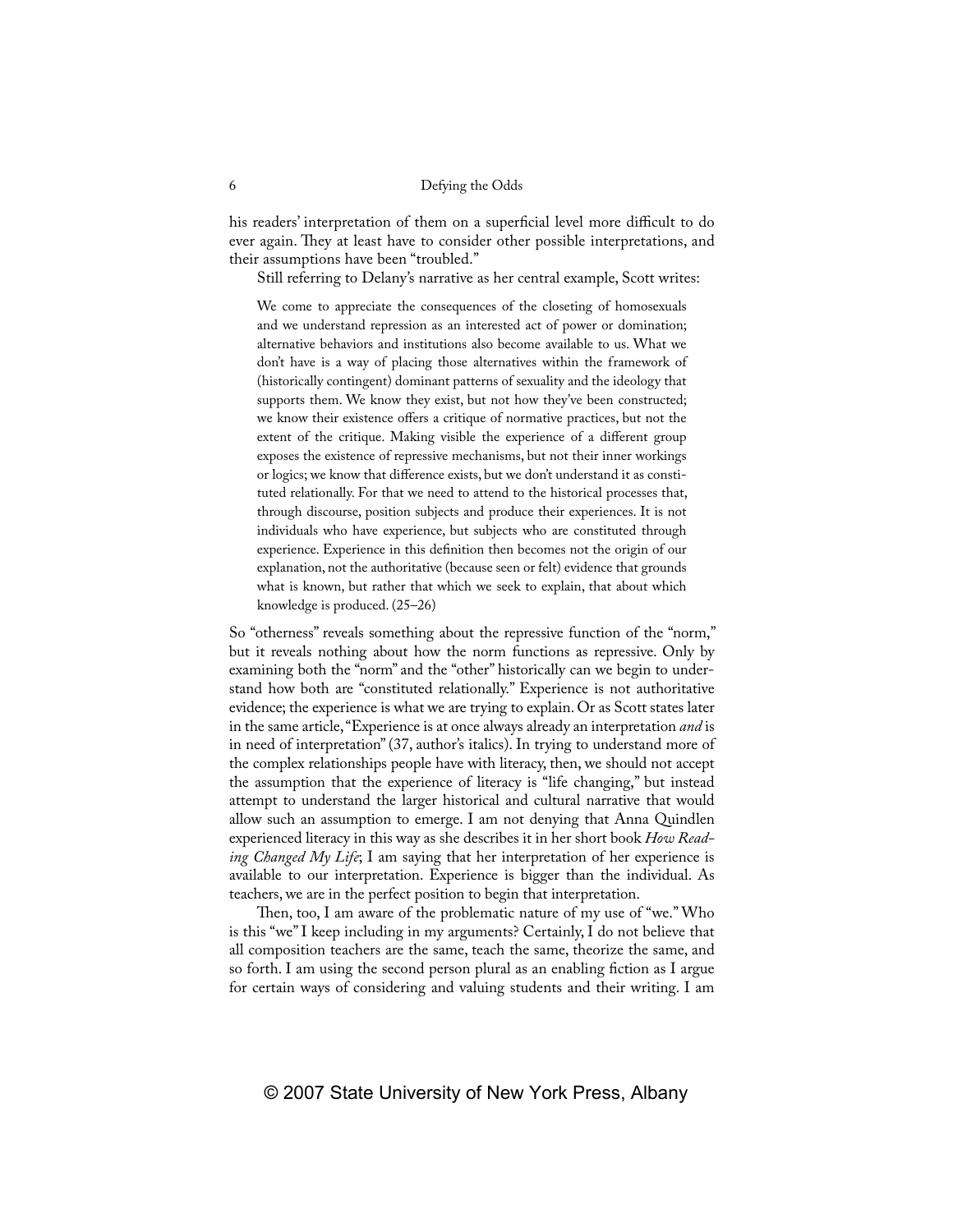his readers' interpretation of them on a superficial level more difficult to do ever again. They at least have to consider other possible interpretations, and their assumptions have been "troubled."

Still referring to Delany's narrative as her central example, Scott writes:

> We come to appreciate the consequences of the closeting of homosexuals and we understand repression as an interested act of power or domination; alternative behaviors and institutions also become available to us. What we don't have is a way of placing those alternatives within the framework of (historically contingent) dominant patterns of sexuality and the ideology that supports them. We know they exist, but not how they've been constructed; we know their existence offers a critique of normative practices, but not the extent of the critique. Making visible the experience of a different group exposes the existence of repressive mechanisms, but not their inner workings or logics; we know that difference exists, but we don't understand it as constituted relationally. For that we need to attend to the historical processes that, through discourse, position subjects and produce their experiences. It is not individuals who have experience, but subjects who are constituted through experience. Experience in this definition then becomes not the origin of our explanation, not the authoritative (because seen or felt) evidence that grounds what is known, but rather that which we seek to explain, that about which knowledge is produced. (25–26)

So "otherness" reveals something about the repressive function of the "norm," but it reveals nothing about how the norm functions as repressive. Only by examining both the "norm" and the "other" historically can we begin to understand how both are "constituted relationally." Experience is not authoritative evidence; the experience is what we are trying to explain. Or as Scott states later in the same article, "Experience is at once always already an interpretation *and* is in need of interpretation" (37, author's italics). In trying to understand more of the complex relationships people have with literacy, then, we should not accept the assumption that the experience of literacy is "life changing," but instead attempt to understand the larger historical and cultural narrative that would allow such an assumption to emerge. I am not denying that Anna Quindlen experienced literacy in this way as she describes it in her short book *How Reading Changed My Life*; I am saying that her interpretation of her experience is available to our interpretation. Experience is bigger than the individual. As teachers, we are in the perfect position to begin that interpretation.

Then, too, I am aware of the problematic nature of my use of "we." Who is this "we" I keep including in my arguments? Certainly, I do not believe that all composition teachers are the same, teach the same, theorize the same, and so forth. I am using the second person plural as an enabling fiction as I argue for certain ways of considering and valuing students and their writing. I am

© 2007 State University of New York Press, Albany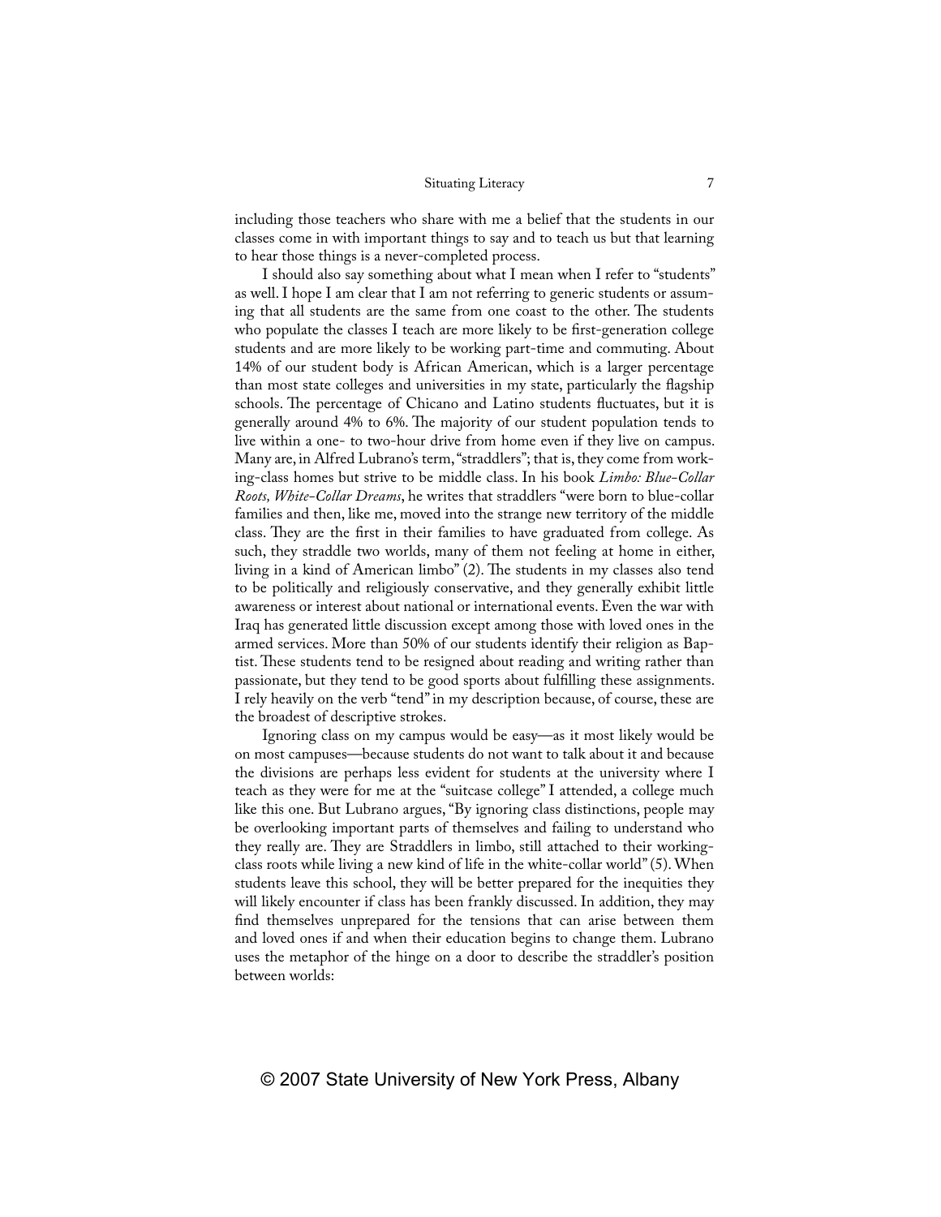including those teachers who share with me a belief that the students in our classes come in with important things to say and to teach us but that learning to hear those things is a never-completed process.

I should also say something about what I mean when I refer to "students" as well. I hope I am clear that I am not referring to generic students or assuming that all students are the same from one coast to the other. The students who populate the classes I teach are more likely to be first-generation college students and are more likely to be working part-time and commuting. About 14% of our student body is African American, which is a larger percentage than most state colleges and universities in my state, particularly the flagship schools. The percentage of Chicano and Latino students fluctuates, but it is generally around 4% to 6%. The majority of our student population tends to live within a one- to two-hour drive from home even if they live on campus. Many are, in Alfred Lubrano's term, "straddlers"; that is, they come from working-class homes but strive to be middle class. In his book *Limbo: Blue-Collar Roots, White-Collar Dreams*, he writes that straddlers "were born to blue-collar families and then, like me, moved into the strange new territory of the middle class. They are the first in their families to have graduated from college. As such, they straddle two worlds, many of them not feeling at home in either, living in a kind of American limbo" (2). The students in my classes also tend to be politically and religiously conservative, and they generally exhibit little awareness or interest about national or international events. Even the war with Iraq has generated little discussion except among those with loved ones in the armed services. More than 50% of our students identify their religion as Baptist. These students tend to be resigned about reading and writing rather than passionate, but they tend to be good sports about fulfilling these assignments. I rely heavily on the verb "tend" in my description because, of course, these are the broadest of descriptive strokes.

Ignoring class on my campus would be easy—as it most likely would be on most campuses—because students do not want to talk about it and because the divisions are perhaps less evident for students at the university where I teach as they were for me at the "suitcase college" I attended, a college much like this one. But Lubrano argues, "By ignoring class distinctions, people may be overlooking important parts of themselves and failing to understand who they really are. They are Straddlers in limbo, still attached to their working-class roots while living a new kind of life in the white-collar world" (5). When students leave this school, they will be better prepared for the inequities they will likely encounter if class has been frankly discussed. In addition, they may find themselves unprepared for the tensions that can arise between them and loved ones if and when their education begins to change them. Lubrano uses the metaphor of the hinge on a door to describe the straddler's position between worlds: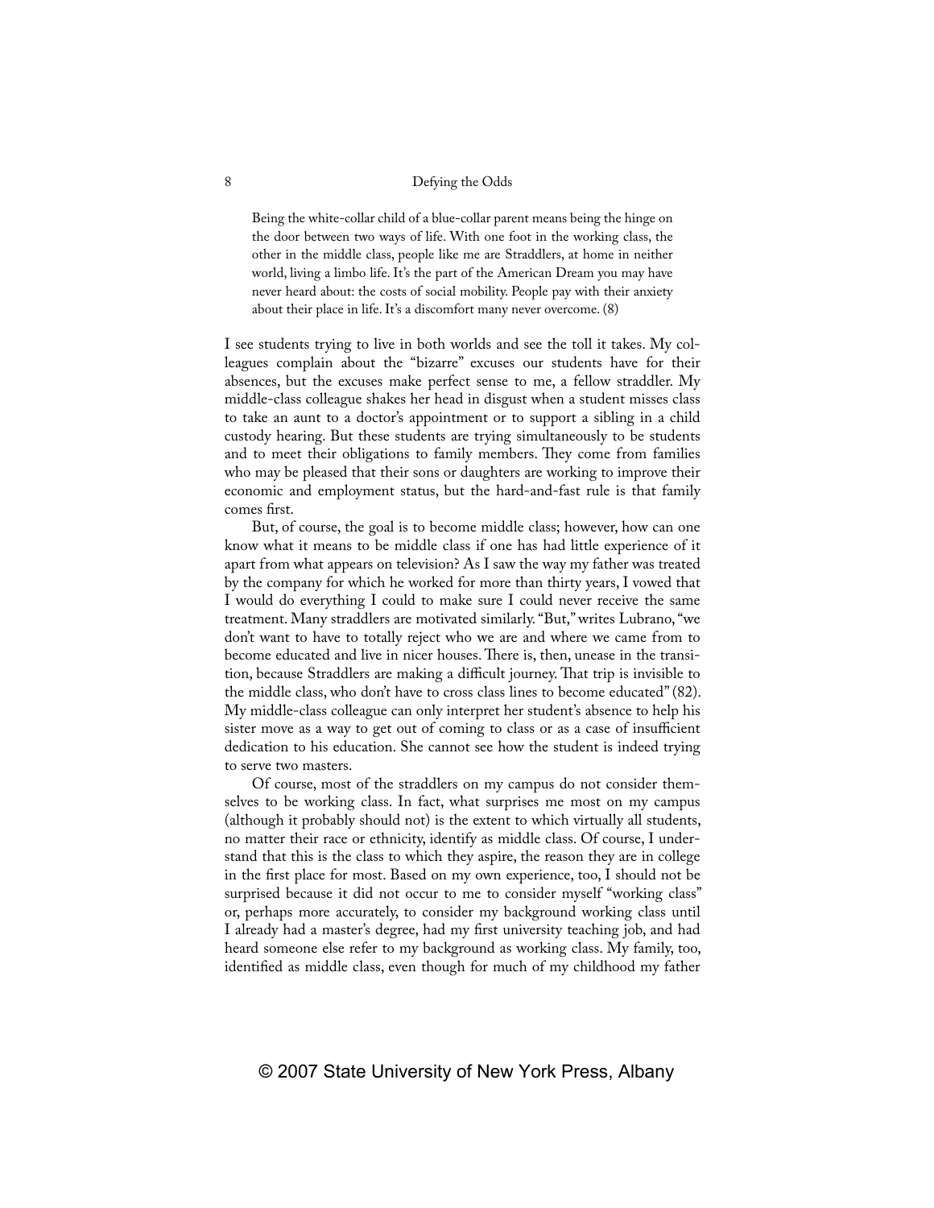> Being the white-collar child of a blue-collar parent means being the hinge on the door between two ways of life. With one foot in the working class, the other in the middle class, people like me are Straddlers, at home in neither world, living a limbo life. It's the part of the American Dream you may have never heard about: the costs of social mobility. People pay with their anxiety about their place in life. It's a discomfort many never overcome. (8)

I see students trying to live in both worlds and see the toll it takes. My colleagues complain about the "bizarre" excuses our students have for their absences, but the excuses make perfect sense to me, a fellow straddler. My middle-class colleague shakes her head in disgust when a student misses class to take an aunt to a doctor's appointment or to support a sibling in a child custody hearing. But these students are trying simultaneously to be students and to meet their obligations to family members. They come from families who may be pleased that their sons or daughters are working to improve their economic and employment status, but the hard-and-fast rule is that family comes first.

But, of course, the goal is to become middle class; however, how can one know what it means to be middle class if one has had little experience of it apart from what appears on television? As I saw the way my father was treated by the company for which he worked for more than thirty years, I vowed that I would do everything I could to make sure I could never receive the same treatment. Many straddlers are motivated similarly. "But," writes Lubrano, "we don't want to have to totally reject who we are and where we came from to become educated and live in nicer houses. There is, then, unease in the transition, because Straddlers are making a difficult journey. That trip is invisible to the middle class, who don't have to cross class lines to become educated" (82). My middle-class colleague can only interpret her student's absence to help his sister move as a way to get out of coming to class or as a case of insufficient dedication to his education. She cannot see how the student is indeed trying to serve two masters.

Of course, most of the straddlers on my campus do not consider themselves to be working class. In fact, what surprises me most on my campus (although it probably should not) is the extent to which virtually all students, no matter their race or ethnicity, identify as middle class. Of course, I understand that this is the class to which they aspire, the reason they are in college in the first place for most. Based on my own experience, too, I should not be surprised because it did not occur to me to consider myself "working class" or, perhaps more accurately, to consider my background working class until I already had a master's degree, had my first university teaching job, and had heard someone else refer to my background as working class. My family, too, identified as middle class, even though for much of my childhood my father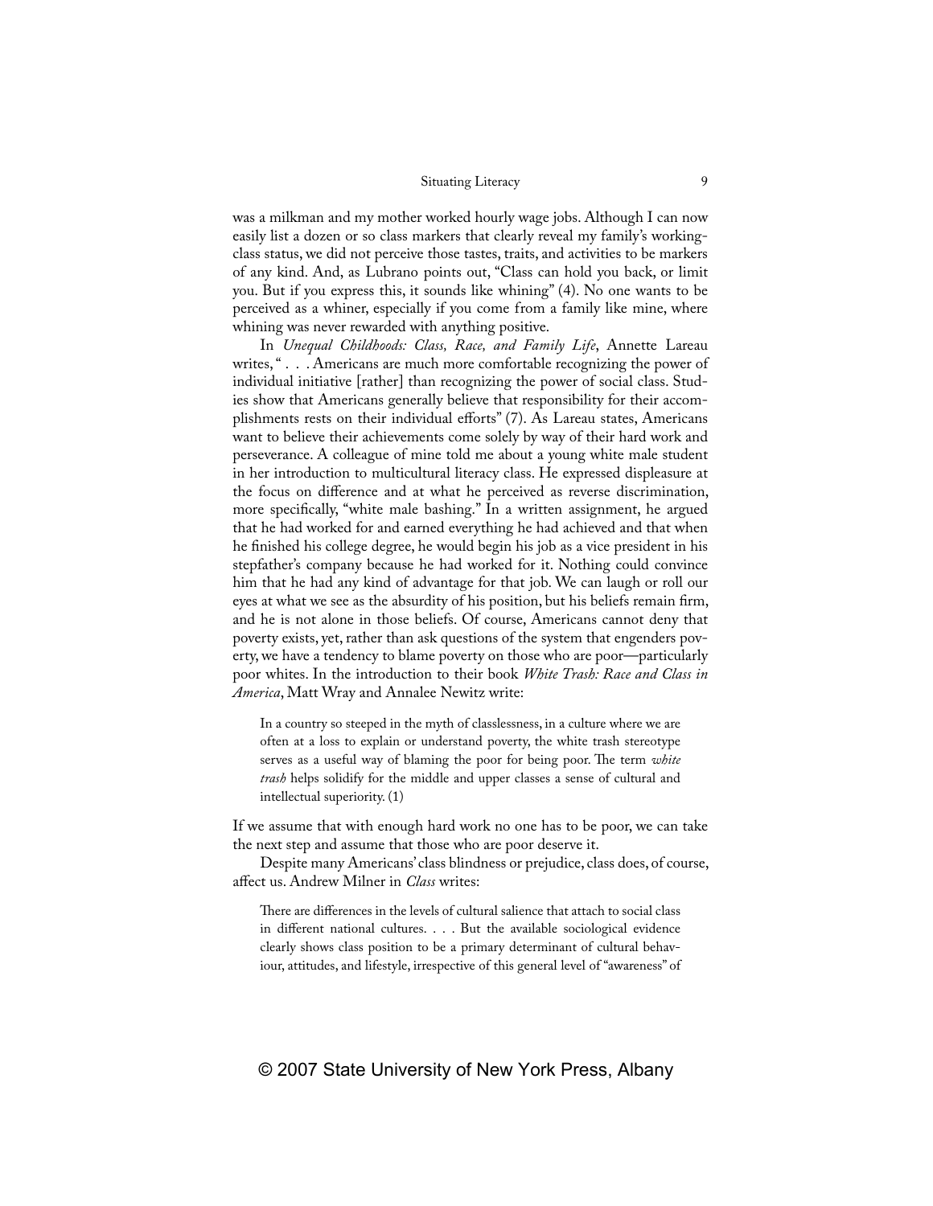was a milkman and my mother worked hourly wage jobs. Although I can now easily list a dozen or so class markers that clearly reveal my family's working-class status, we did not perceive those tastes, traits, and activities to be markers of any kind. And, as Lubrano points out, "Class can hold you back, or limit you. But if you express this, it sounds like whining" (4). No one wants to be perceived as a whiner, especially if you come from a family like mine, where whining was never rewarded with anything positive.

In *Unequal Childhoods: Class, Race, and Family Life*, Annette Lareau writes, " . . . Americans are much more comfortable recognizing the power of individual initiative [rather] than recognizing the power of social class. Studies show that Americans generally believe that responsibility for their accomplishments rests on their individual efforts" (7). As Lareau states, Americans want to believe their achievements come solely by way of their hard work and perseverance. A colleague of mine told me about a young white male student in her introduction to multicultural literacy class. He expressed displeasure at the focus on difference and at what he perceived as reverse discrimination, more specifically, "white male bashing." In a written assignment, he argued that he had worked for and earned everything he had achieved and that when he finished his college degree, he would begin his job as a vice president in his stepfather's company because he had worked for it. Nothing could convince him that he had any kind of advantage for that job. We can laugh or roll our eyes at what we see as the absurdity of his position, but his beliefs remain firm, and he is not alone in those beliefs. Of course, Americans cannot deny that poverty exists, yet, rather than ask questions of the system that engenders poverty, we have a tendency to blame poverty on those who are poor—particularly poor whites. In the introduction to their book *White Trash: Race and Class in America*, Matt Wray and Annalee Newitz write:

> In a country so steeped in the myth of classlessness, in a culture where we are often at a loss to explain or understand poverty, the white trash stereotype serves as a useful way of blaming the poor for being poor. The term *white trash* helps solidify for the middle and upper classes a sense of cultural and intellectual superiority. (1)

If we assume that with enough hard work no one has to be poor, we can take the next step and assume that those who are poor deserve it.

Despite many Americans' class blindness or prejudice, class does, of course, affect us. Andrew Milner in *Class* writes:

> There are differences in the levels of cultural salience that attach to social class in different national cultures. . . . But the available sociological evidence clearly shows class position to be a primary determinant of cultural behaviour, attitudes, and lifestyle, irrespective of this general level of "awareness" of

© 2007 State University of New York Press, Albany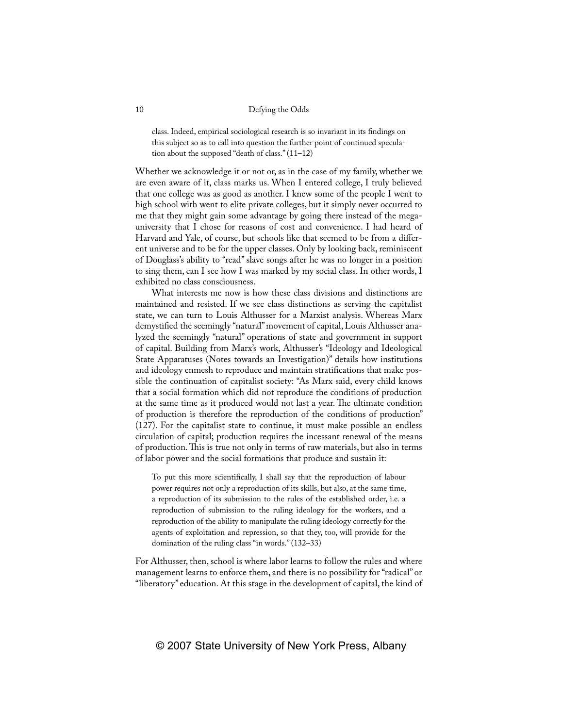> class. Indeed, empirical sociological research is so invariant in its findings on this subject so as to call into question the further point of continued speculation about the supposed "death of class." (11–12)

Whether we acknowledge it or not or, as in the case of my family, whether we are even aware of it, class marks us. When I entered college, I truly believed that one college was as good as another. I knew some of the people I went to high school with went to elite private colleges, but it simply never occurred to me that they might gain some advantage by going there instead of the mega-university that I chose for reasons of cost and convenience. I had heard of Harvard and Yale, of course, but schools like that seemed to be from a different universe and to be for the upper classes. Only by looking back, reminiscent of Douglass's ability to "read" slave songs after he was no longer in a position to sing them, can I see how I was marked by my social class. In other words, I exhibited no class consciousness.

What interests me now is how these class divisions and distinctions are maintained and resisted. If we see class distinctions as serving the capitalist state, we can turn to Louis Althusser for a Marxist analysis. Whereas Marx demystified the seemingly "natural" movement of capital, Louis Althusser analyzed the seemingly "natural" operations of state and government in support of capital. Building from Marx's work, Althusser's "Ideology and Ideological State Apparatuses (Notes towards an Investigation)" details how institutions and ideology enmesh to reproduce and maintain stratifications that make possible the continuation of capitalist society: "As Marx said, every child knows that a social formation which did not reproduce the conditions of production at the same time as it produced would not last a year. The ultimate condition of production is therefore the reproduction of the conditions of production" (127). For the capitalist state to continue, it must make possible an endless circulation of capital; production requires the incessant renewal of the means of production. This is true not only in terms of raw materials, but also in terms of labor power and the social formations that produce and sustain it:

> To put this more scientifically, I shall say that the reproduction of labour power requires not only a reproduction of its skills, but also, at the same time, a reproduction of its submission to the rules of the established order, i.e. a reproduction of submission to the ruling ideology for the workers, and a reproduction of the ability to manipulate the ruling ideology correctly for the agents of exploitation and repression, so that they, too, will provide for the domination of the ruling class "in words." (132–33)

For Althusser, then, school is where labor learns to follow the rules and where management learns to enforce them, and there is no possibility for "radical" or "liberatory" education. At this stage in the development of capital, the kind of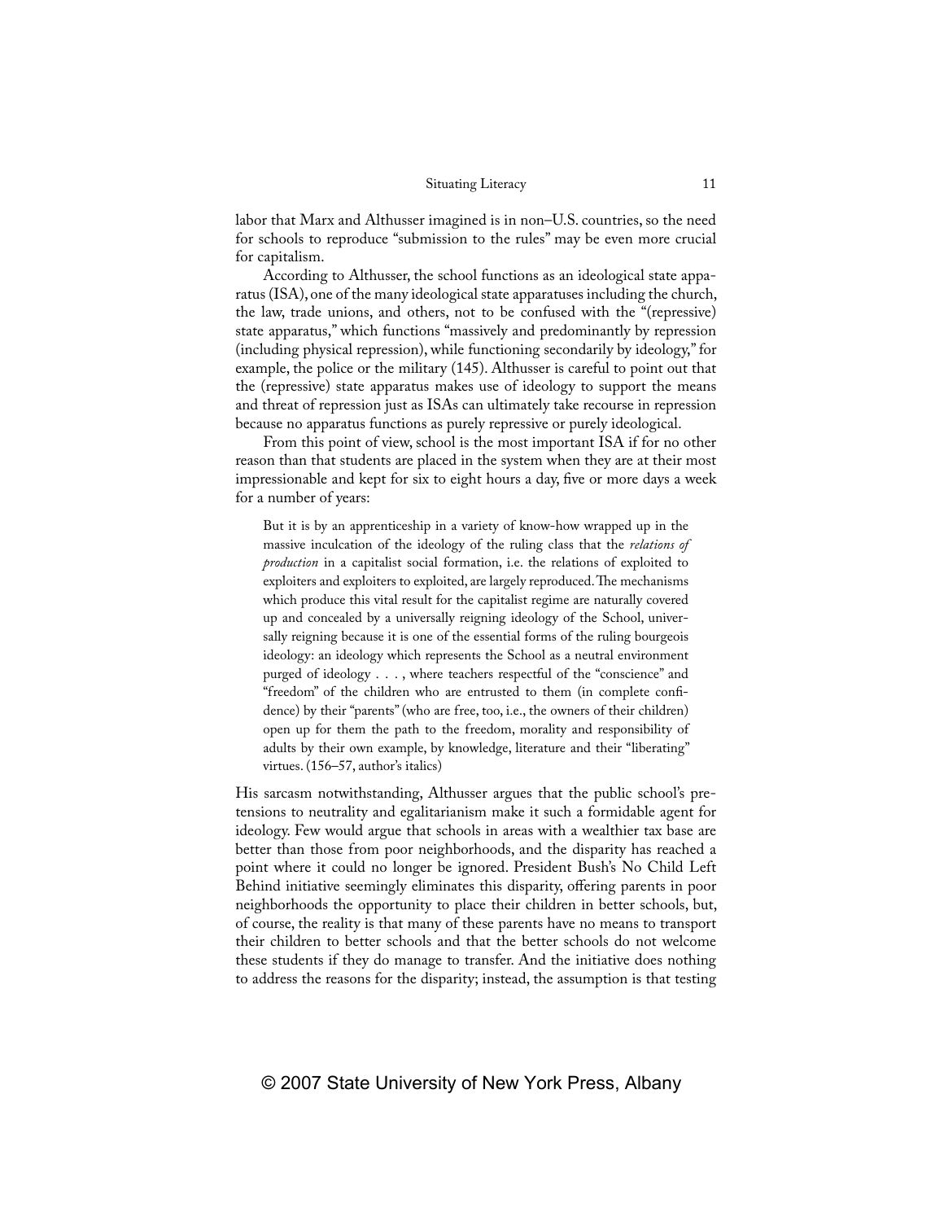labor that Marx and Althusser imagined is in non–U.S. countries, so the need for schools to reproduce "submission to the rules" may be even more crucial for capitalism.

According to Althusser, the school functions as an ideological state apparatus (ISA), one of the many ideological state apparatuses including the church, the law, trade unions, and others, not to be confused with the "(repressive) state apparatus," which functions "massively and predominantly by repression (including physical repression), while functioning secondarily by ideology," for example, the police or the military (145). Althusser is careful to point out that the (repressive) state apparatus makes use of ideology to support the means and threat of repression just as ISAs can ultimately take recourse in repression because no apparatus functions as purely repressive or purely ideological.

From this point of view, school is the most important ISA if for no other reason than that students are placed in the system when they are at their most impressionable and kept for six to eight hours a day, five or more days a week for a number of years:

> But it is by an apprenticeship in a variety of know-how wrapped up in the massive inculcation of the ideology of the ruling class that the *relations of production* in a capitalist social formation, i.e. the relations of exploited to exploiters and exploiters to exploited, are largely reproduced. The mechanisms which produce this vital result for the capitalist regime are naturally covered up and concealed by a universally reigning ideology of the School, universally reigning because it is one of the essential forms of the ruling bourgeois ideology: an ideology which represents the School as a neutral environment purged of ideology . . . , where teachers respectful of the "conscience" and "freedom" of the children who are entrusted to them (in complete confidence) by their "parents" (who are free, too, i.e., the owners of their children) open up for them the path to the freedom, morality and responsibility of adults by their own example, by knowledge, literature and their "liberating" virtues. (156–57, author's italics)

His sarcasm notwithstanding, Althusser argues that the public school's pretensions to neutrality and egalitarianism make it such a formidable agent for ideology. Few would argue that schools in areas with a wealthier tax base are better than those from poor neighborhoods, and the disparity has reached a point where it could no longer be ignored. President Bush's No Child Left Behind initiative seemingly eliminates this disparity, offering parents in poor neighborhoods the opportunity to place their children in better schools, but, of course, the reality is that many of these parents have no means to transport their children to better schools and that the better schools do not welcome these students if they do manage to transfer. And the initiative does nothing to address the reasons for the disparity; instead, the assumption is that testing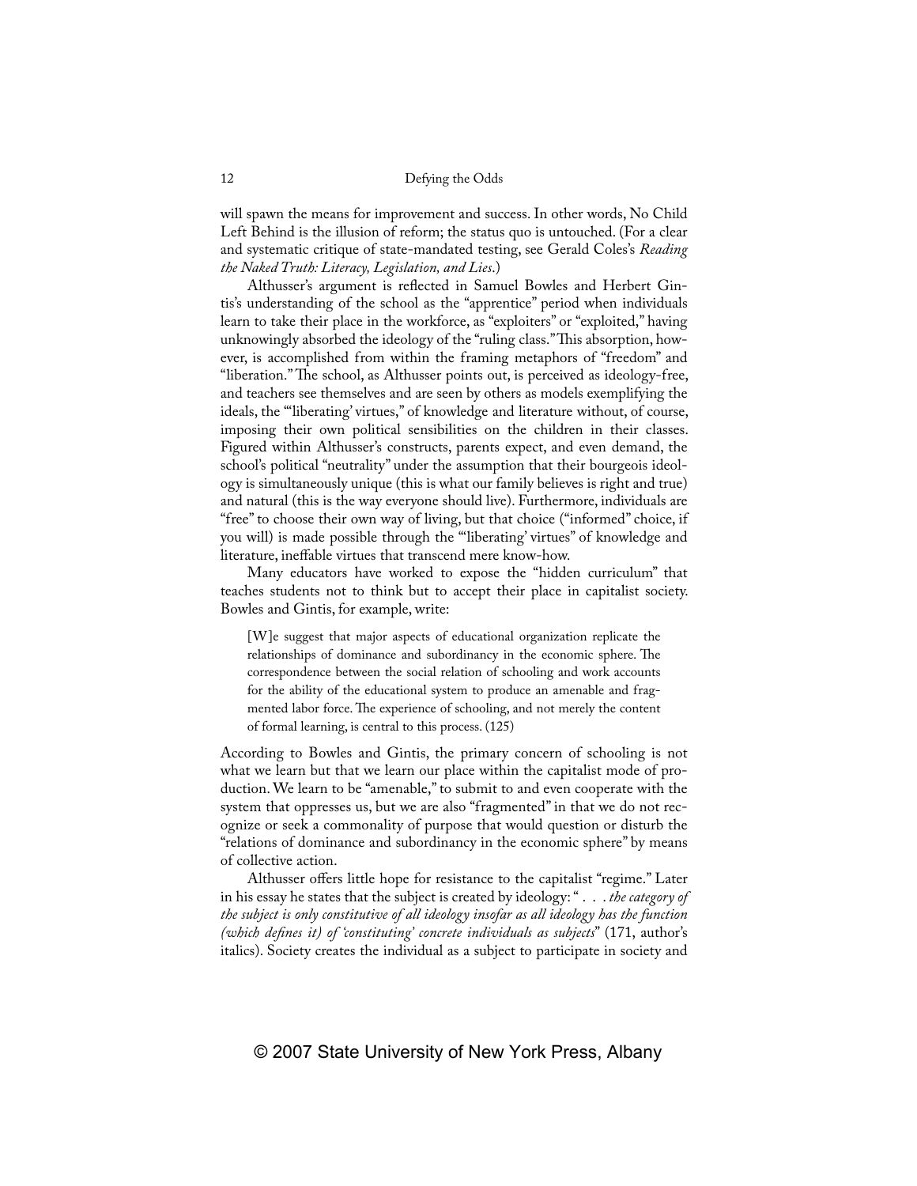will spawn the means for improvement and success. In other words, No Child Left Behind is the illusion of reform; the status quo is untouched. (For a clear and systematic critique of state-mandated testing, see Gerald Coles's *Reading the Naked Truth: Literacy, Legislation, and Lies*.)

Althusser's argument is reflected in Samuel Bowles and Herbert Gintis's understanding of the school as the "apprentice" period when individuals learn to take their place in the workforce, as "exploiters" or "exploited," having unknowingly absorbed the ideology of the "ruling class." This absorption, however, is accomplished from within the framing metaphors of "freedom" and "liberation." The school, as Althusser points out, is perceived as ideology-free, and teachers see themselves and are seen by others as models exemplifying the ideals, the "'liberating' virtues," of knowledge and literature without, of course, imposing their own political sensibilities on the children in their classes. Figured within Althusser's constructs, parents expect, and even demand, the school's political "neutrality" under the assumption that their bourgeois ideology is simultaneously unique (this is what our family believes is right and true) and natural (this is the way everyone should live). Furthermore, individuals are "free" to choose their own way of living, but that choice ("informed" choice, if you will) is made possible through the "'liberating' virtues" of knowledge and literature, ineffable virtues that transcend mere know-how.

Many educators have worked to expose the "hidden curriculum" that teaches students not to think but to accept their place in capitalist society. Bowles and Gintis, for example, write:

> [W]e suggest that major aspects of educational organization replicate the relationships of dominance and subordinancy in the economic sphere. The correspondence between the social relation of schooling and work accounts for the ability of the educational system to produce an amenable and fragmented labor force. The experience of schooling, and not merely the content of formal learning, is central to this process. (125)

According to Bowles and Gintis, the primary concern of schooling is not what we learn but that we learn our place within the capitalist mode of production. We learn to be "amenable," to submit to and even cooperate with the system that oppresses us, but we are also "fragmented" in that we do not recognize or seek a commonality of purpose that would question or disturb the "relations of dominance and subordinancy in the economic sphere" by means of collective action.

Althusser offers little hope for resistance to the capitalist "regime." Later in his essay he states that the subject is created by ideology: " . . . *the category of the subject is only constitutive of all ideology insofar as all ideology has the function (which defines it) of 'constituting' concrete individuals as subjects*" (171, author's italics). Society creates the individual as a subject to participate in society and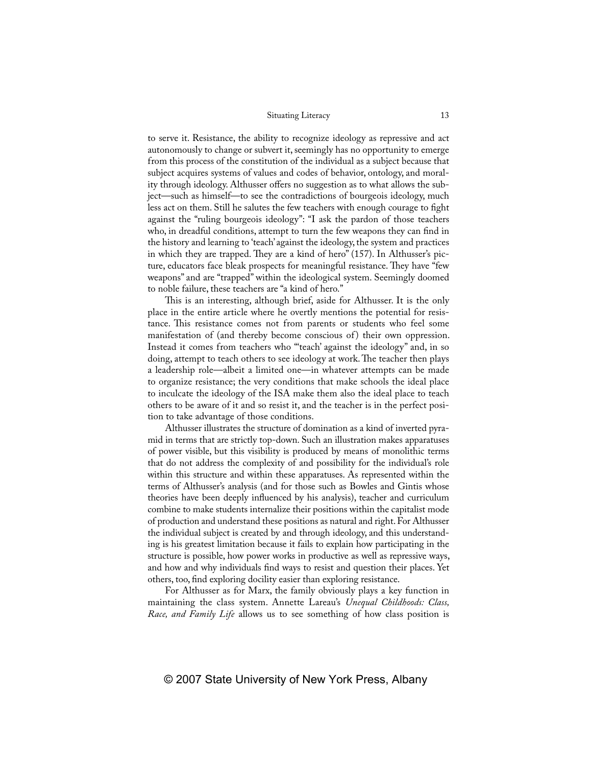to serve it. Resistance, the ability to recognize ideology as repressive and act autonomously to change or subvert it, seemingly has no opportunity to emerge from this process of the constitution of the individual as a subject because that subject acquires systems of values and codes of behavior, ontology, and morality through ideology. Althusser offers no suggestion as to what allows the subject—such as himself—to see the contradictions of bourgeois ideology, much less act on them. Still he salutes the few teachers with enough courage to fight against the "ruling bourgeois ideology": "I ask the pardon of those teachers who, in dreadful conditions, attempt to turn the few weapons they can find in the history and learning to 'teach' against the ideology, the system and practices in which they are trapped. They are a kind of hero" (157). In Althusser's picture, educators face bleak prospects for meaningful resistance. They have "few weapons" and are "trapped" within the ideological system. Seemingly doomed to noble failure, these teachers are "a kind of hero."

This is an interesting, although brief, aside for Althusser. It is the only place in the entire article where he overtly mentions the potential for resistance. This resistance comes not from parents or students who feel some manifestation of (and thereby become conscious of) their own oppression. Instead it comes from teachers who "'teach' against the ideology" and, in so doing, attempt to teach others to see ideology at work. The teacher then plays a leadership role—albeit a limited one—in whatever attempts can be made to organize resistance; the very conditions that make schools the ideal place to inculcate the ideology of the ISA make them also the ideal place to teach others to be aware of it and so resist it, and the teacher is in the perfect position to take advantage of those conditions.

Althusser illustrates the structure of domination as a kind of inverted pyramid in terms that are strictly top-down. Such an illustration makes apparatuses of power visible, but this visibility is produced by means of monolithic terms that do not address the complexity of and possibility for the individual's role within this structure and within these apparatuses. As represented within the terms of Althusser's analysis (and for those such as Bowles and Gintis whose theories have been deeply influenced by his analysis), teacher and curriculum combine to make students internalize their positions within the capitalist mode of production and understand these positions as natural and right. For Althusser the individual subject is created by and through ideology, and this understanding is his greatest limitation because it fails to explain how participating in the structure is possible, how power works in productive as well as repressive ways, and how and why individuals find ways to resist and question their places. Yet others, too, find exploring docility easier than exploring resistance.

For Althusser as for Marx, the family obviously plays a key function in maintaining the class system. Annette Lareau's *Unequal Childhoods: Class, Race, and Family Life* allows us to see something of how class position is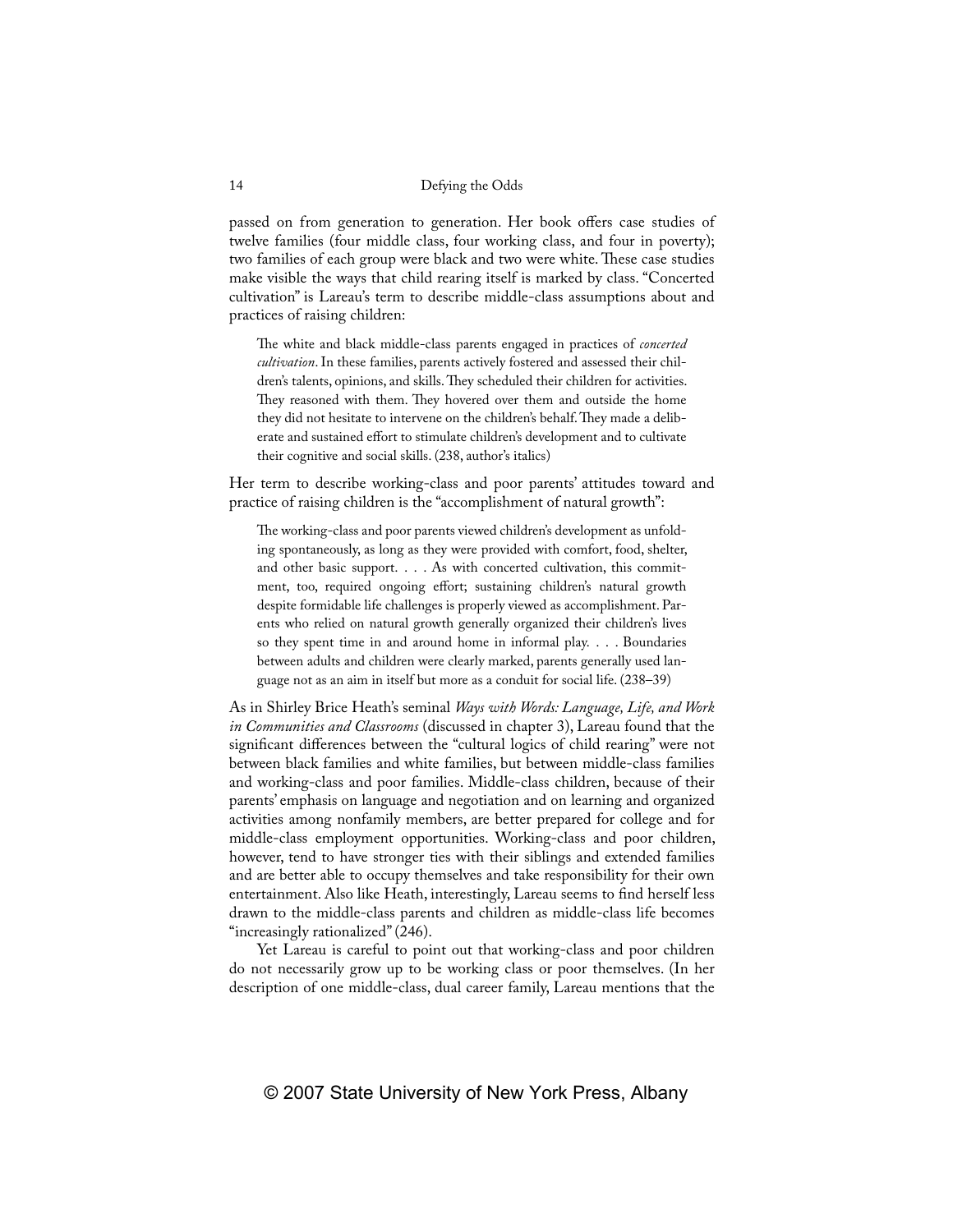passed on from generation to generation. Her book offers case studies of twelve families (four middle class, four working class, and four in poverty); two families of each group were black and two were white. These case studies make visible the ways that child rearing itself is marked by class. "Concerted cultivation" is Lareau's term to describe middle-class assumptions about and practices of raising children:

> The white and black middle-class parents engaged in practices of *concerted cultivation*. In these families, parents actively fostered and assessed their children's talents, opinions, and skills. They scheduled their children for activities. They reasoned with them. They hovered over them and outside the home they did not hesitate to intervene on the children's behalf. They made a deliberate and sustained effort to stimulate children's development and to cultivate their cognitive and social skills. (238, author's italics)

Her term to describe working-class and poor parents' attitudes toward and practice of raising children is the "accomplishment of natural growth":

> The working-class and poor parents viewed children's development as unfolding spontaneously, as long as they were provided with comfort, food, shelter, and other basic support. . . . As with concerted cultivation, this commitment, too, required ongoing effort; sustaining children's natural growth despite formidable life challenges is properly viewed as accomplishment. Parents who relied on natural growth generally organized their children's lives so they spent time in and around home in informal play. . . . Boundaries between adults and children were clearly marked, parents generally used language not as an aim in itself but more as a conduit for social life. (238–39)

As in Shirley Brice Heath's seminal *Ways with Words: Language, Life, and Work in Communities and Classrooms* (discussed in chapter 3), Lareau found that the significant differences between the "cultural logics of child rearing" were not between black families and white families, but between middle-class families and working-class and poor families. Middle-class children, because of their parents' emphasis on language and negotiation and on learning and organized activities among nonfamily members, are better prepared for college and for middle-class employment opportunities. Working-class and poor children, however, tend to have stronger ties with their siblings and extended families and are better able to occupy themselves and take responsibility for their own entertainment. Also like Heath, interestingly, Lareau seems to find herself less drawn to the middle-class parents and children as middle-class life becomes "increasingly rationalized" (246).

Yet Lareau is careful to point out that working-class and poor children do not necessarily grow up to be working class or poor themselves. (In her description of one middle-class, dual career family, Lareau mentions that the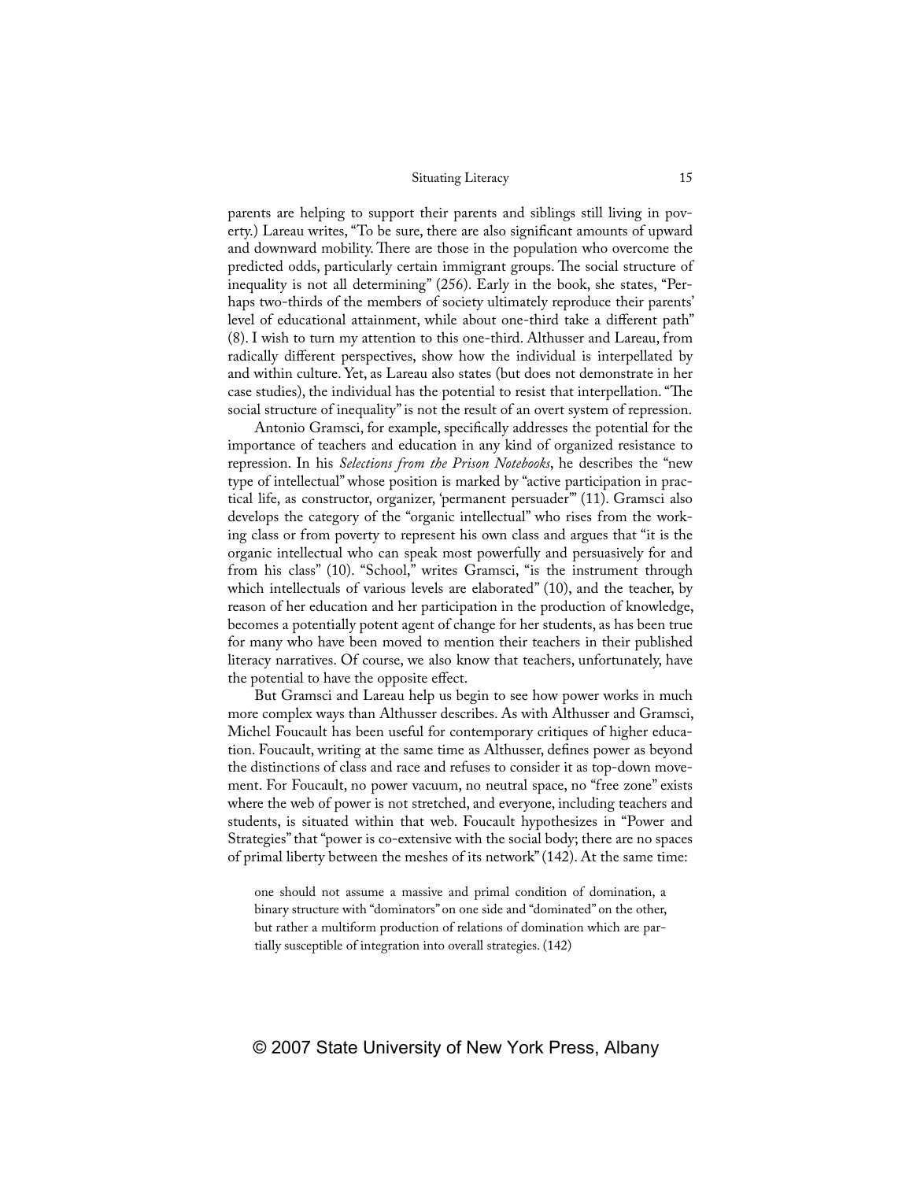parents are helping to support their parents and siblings still living in poverty.) Lareau writes, "To be sure, there are also significant amounts of upward and downward mobility. There are those in the population who overcome the predicted odds, particularly certain immigrant groups. The social structure of inequality is not all determining" (256). Early in the book, she states, "Perhaps two-thirds of the members of society ultimately reproduce their parents' level of educational attainment, while about one-third take a different path" (8). I wish to turn my attention to this one-third. Althusser and Lareau, from radically different perspectives, show how the individual is interpellated by and within culture. Yet, as Lareau also states (but does not demonstrate in her case studies), the individual has the potential to resist that interpellation. "The social structure of inequality" is not the result of an overt system of repression.

Antonio Gramsci, for example, specifically addresses the potential for the importance of teachers and education in any kind of organized resistance to repression. In his *Selections from the Prison Notebooks*, he describes the "new type of intellectual" whose position is marked by "active participation in practical life, as constructor, organizer, 'permanent persuader'" (11). Gramsci also develops the category of the "organic intellectual" who rises from the working class or from poverty to represent his own class and argues that "it is the organic intellectual who can speak most powerfully and persuasively for and from his class" (10). "School," writes Gramsci, "is the instrument through which intellectuals of various levels are elaborated" (10), and the teacher, by reason of her education and her participation in the production of knowledge, becomes a potentially potent agent of change for her students, as has been true for many who have been moved to mention their teachers in their published literacy narratives. Of course, we also know that teachers, unfortunately, have the potential to have the opposite effect.

But Gramsci and Lareau help us begin to see how power works in much more complex ways than Althusser describes. As with Althusser and Gramsci, Michel Foucault has been useful for contemporary critiques of higher education. Foucault, writing at the same time as Althusser, defines power as beyond the distinctions of class and race and refuses to consider it as top-down movement. For Foucault, no power vacuum, no neutral space, no "free zone" exists where the web of power is not stretched, and everyone, including teachers and students, is situated within that web. Foucault hypothesizes in "Power and Strategies" that "power is co-extensive with the social body; there are no spaces of primal liberty between the meshes of its network" (142). At the same time:

> one should not assume a massive and primal condition of domination, a binary structure with "dominators" on one side and "dominated" on the other, but rather a multiform production of relations of domination which are partially susceptible of integration into overall strategies. (142)

© 2007 State University of New York Press, Albany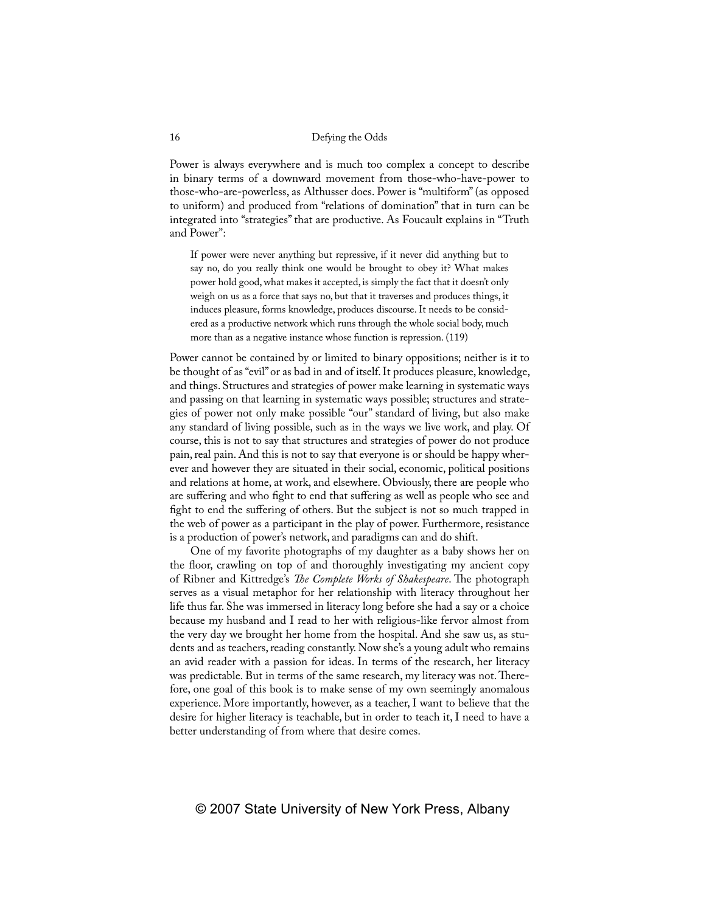Power is always everywhere and is much too complex a concept to describe in binary terms of a downward movement from those-who-have-power to those-who-are-powerless, as Althusser does. Power is "multiform" (as opposed to uniform) and produced from "relations of domination" that in turn can be integrated into "strategies" that are productive. As Foucault explains in "Truth and Power":

> If power were never anything but repressive, if it never did anything but to say no, do you really think one would be brought to obey it? What makes power hold good, what makes it accepted, is simply the fact that it doesn't only weigh on us as a force that says no, but that it traverses and produces things, it induces pleasure, forms knowledge, produces discourse. It needs to be considered as a productive network which runs through the whole social body, much more than as a negative instance whose function is repression. (119)

Power cannot be contained by or limited to binary oppositions; neither is it to be thought of as "evil" or as bad in and of itself. It produces pleasure, knowledge, and things. Structures and strategies of power make learning in systematic ways and passing on that learning in systematic ways possible; structures and strategies of power not only make possible "our" standard of living, but also make any standard of living possible, such as in the ways we live work, and play. Of course, this is not to say that structures and strategies of power do not produce pain, real pain. And this is not to say that everyone is or should be happy wherever and however they are situated in their social, economic, political positions and relations at home, at work, and elsewhere. Obviously, there are people who are suffering and who fight to end that suffering as well as people who see and fight to end the suffering of others. But the subject is not so much trapped in the web of power as a participant in the play of power. Furthermore, resistance is a production of power's network, and paradigms can and do shift.

One of my favorite photographs of my daughter as a baby shows her on the floor, crawling on top of and thoroughly investigating my ancient copy of Ribner and Kittredge's *The Complete Works of Shakespeare*. The photograph serves as a visual metaphor for her relationship with literacy throughout her life thus far. She was immersed in literacy long before she had a say or a choice because my husband and I read to her with religious-like fervor almost from the very day we brought her home from the hospital. And she saw us, as students and as teachers, reading constantly. Now she's a young adult who remains an avid reader with a passion for ideas. In terms of the research, her literacy was predictable. But in terms of the same research, my literacy was not. Therefore, one goal of this book is to make sense of my own seemingly anomalous experience. More importantly, however, as a teacher, I want to believe that the desire for higher literacy is teachable, but in order to teach it, I need to have a better understanding of from where that desire comes.

© 2007 State University of New York Press, Albany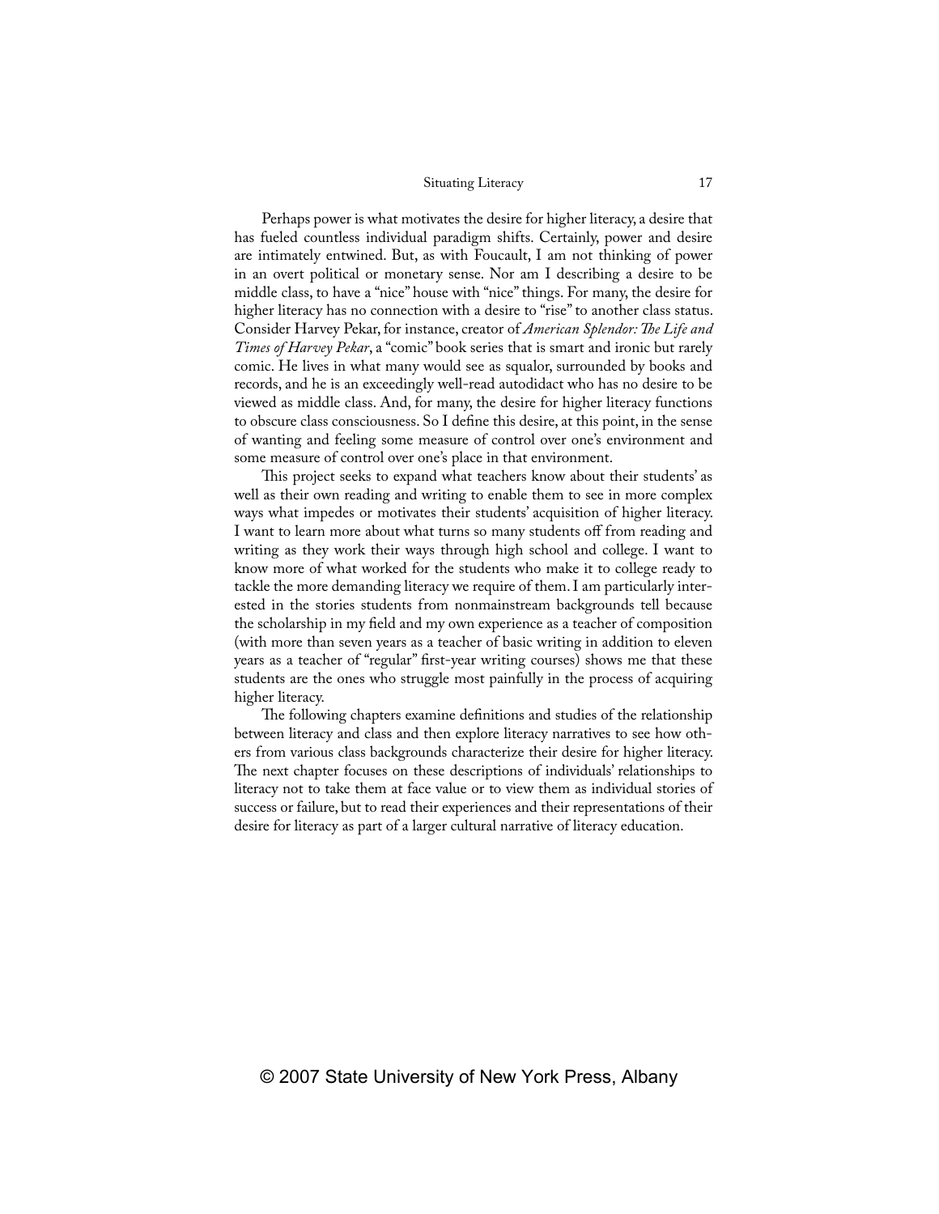Perhaps power is what motivates the desire for higher literacy, a desire that has fueled countless individual paradigm shifts. Certainly, power and desire are intimately entwined. But, as with Foucault, I am not thinking of power in an overt political or monetary sense. Nor am I describing a desire to be middle class, to have a "nice" house with "nice" things. For many, the desire for higher literacy has no connection with a desire to "rise" to another class status. Consider Harvey Pekar, for instance, creator of *American Splendor: The Life and Times of Harvey Pekar*, a "comic" book series that is smart and ironic but rarely comic. He lives in what many would see as squalor, surrounded by books and records, and he is an exceedingly well-read autodidact who has no desire to be viewed as middle class. And, for many, the desire for higher literacy functions to obscure class consciousness. So I define this desire, at this point, in the sense of wanting and feeling some measure of control over one's environment and some measure of control over one's place in that environment.

This project seeks to expand what teachers know about their students' as well as their own reading and writing to enable them to see in more complex ways what impedes or motivates their students' acquisition of higher literacy. I want to learn more about what turns so many students off from reading and writing as they work their ways through high school and college. I want to know more of what worked for the students who make it to college ready to tackle the more demanding literacy we require of them. I am particularly interested in the stories students from nonmainstream backgrounds tell because the scholarship in my field and my own experience as a teacher of composition (with more than seven years as a teacher of basic writing in addition to eleven years as a teacher of "regular" first-year writing courses) shows me that these students are the ones who struggle most painfully in the process of acquiring higher literacy.

The following chapters examine definitions and studies of the relationship between literacy and class and then explore literacy narratives to see how others from various class backgrounds characterize their desire for higher literacy. The next chapter focuses on these descriptions of individuals' relationships to literacy not to take them at face value or to view them as individual stories of success or failure, but to read their experiences and their representations of their desire for literacy as part of a larger cultural narrative of literacy education.

© 2007 State University of New York Press, Albany